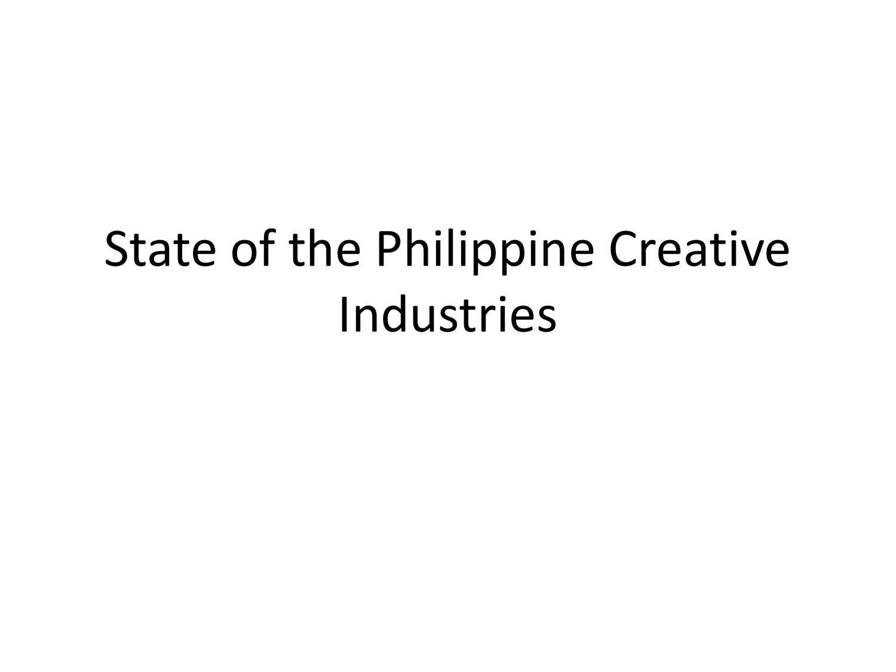# State of the Philippine Creative Industries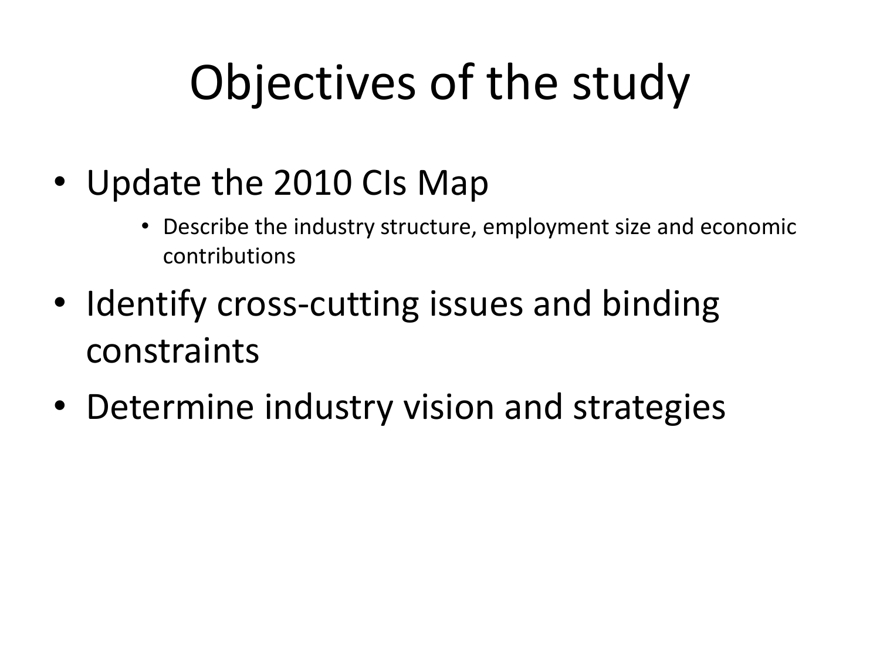# Objectives of the study

- Update the 2010 CIs Map
    - Describe the industry structure, employment size and economic contributions
- Identify cross-cutting issues and binding constraints
- Determine industry vision and strategies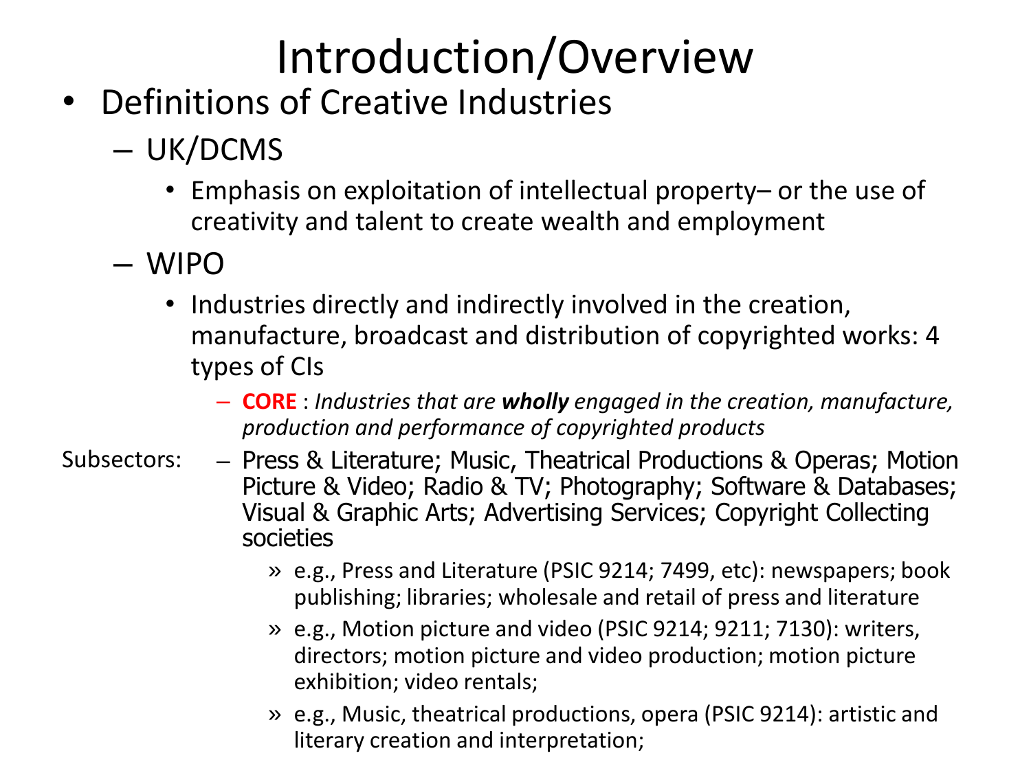# Introduction/Overview

- Definitions of Creative Industries
  - UK/DCMS
    - Emphasis on exploitation of intellectual property– or the use of creativity and talent to create wealth and employment
  - WIPO
    - Industries directly and indirectly involved in the creation, manufacture, broadcast and distribution of copyrighted works: 4 types of CIs
      - **CORE** : *Industries that are **wholly** engaged in the creation, manufacture, production and performance of copyrighted products*

Subsectors:
      - Press & Literature; Music, Theatrical Productions & Operas; Motion Picture & Video; Radio & TV; Photography; Software & Databases; Visual & Graphic Arts; Advertising Services; Copyright Collecting societies
        - » e.g., Press and Literature (PSIC 9214; 7499, etc): newspapers; book publishing; libraries; wholesale and retail of press and literature
        - » e.g., Motion picture and video (PSIC 9214; 9211; 7130): writers, directors; motion picture and video production; motion picture exhibition; video rentals;
        - » e.g., Music, theatrical productions, opera (PSIC 9214): artistic and literary creation and interpretation;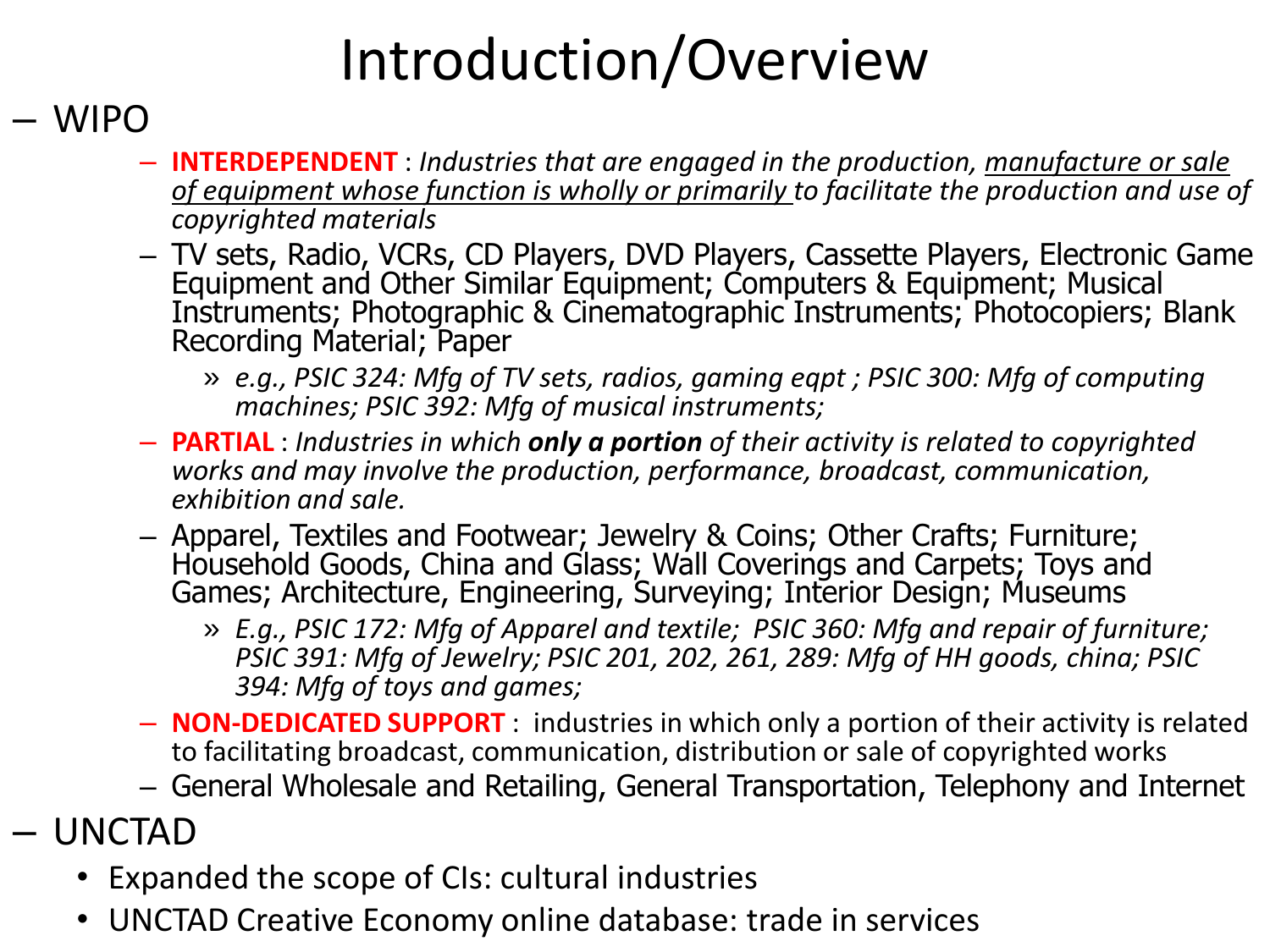# Introduction/Overview

- WIPO
  - **INTERDEPENDENT** : *Industries that are engaged in the production, manufacture or sale of equipment whose function is wholly or primarily to facilitate the production and use of copyrighted materials*
  - TV sets, Radio, VCRs, CD Players, DVD Players, Cassette Players, Electronic Game Equipment and Other Similar Equipment; Computers & Equipment; Musical Instruments; Photographic & Cinematographic Instruments; Photocopiers; Blank Recording Material; Paper
    - » *e.g., PSIC 324: Mfg of TV sets, radios, gaming eqpt ; PSIC 300: Mfg of computing machines; PSIC 392: Mfg of musical instruments;*
  - **PARTIAL** : *Industries in which **only a portion** of their activity is related to copyrighted works and may involve the production, performance, broadcast, communication, exhibition and sale.*
  - Apparel, Textiles and Footwear; Jewelry & Coins; Other Crafts; Furniture; Household Goods, China and Glass; Wall Coverings and Carpets; Toys and Games; Architecture, Engineering, Surveying; Interior Design; Museums
    - » *E.g., PSIC 172: Mfg of Apparel and textile; PSIC 360: Mfg and repair of furniture; PSIC 391: Mfg of Jewelry; PSIC 201, 202, 261, 289: Mfg of HH goods, china; PSIC 394: Mfg of toys and games;*
  - **NON-DEDICATED SUPPORT** : industries in which only a portion of their activity is related to facilitating broadcast, communication, distribution or sale of copyrighted works
  - General Wholesale and Retailing, General Transportation, Telephony and Internet
- UNCTAD
  - Expanded the scope of CIs: cultural industries
  - UNCTAD Creative Economy online database: trade in services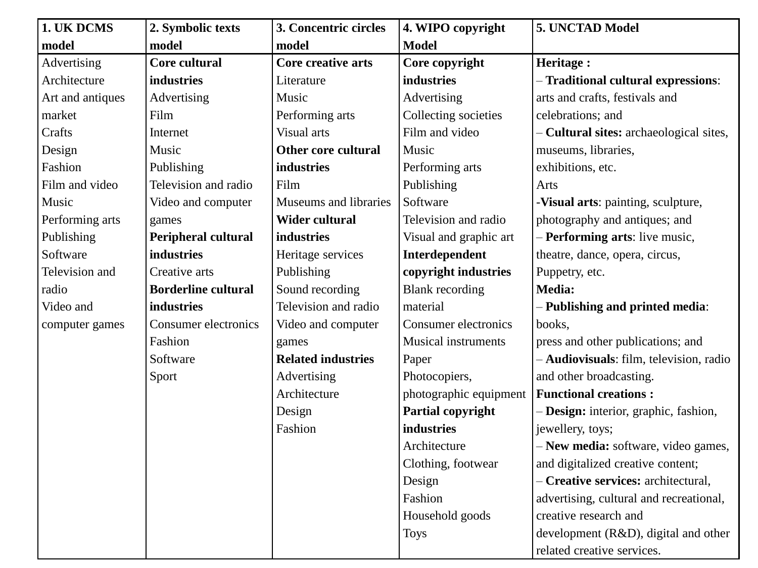| 1. UK DCMS model | 2. Symbolic texts model | 3. Concentric circles model | 4. WIPO copyright Model | 5. UNCTAD Model |
|---|---|---|---|---|
| Advertising<br>Architecture<br>Art and antiques market<br>Crafts<br>Design<br>Fashion<br>Film and video<br>Music<br>Performing arts<br>Publishing<br>Software<br>Television and radio<br>Video and computer games | **Core cultural industries**<br>Advertising<br>Film<br>Internet<br>Music<br>Publishing<br>Television and radio<br>Video and computer games<br>**Peripheral cultural industries**<br>Creative arts<br>**Borderline cultural industries**<br>Consumer electronics<br>Fashion<br>Software<br>Sport | **Core creative arts**<br>Literature<br>Music<br>Performing arts<br>Visual arts<br>**Other core cultural industries**<br>Film<br>Museums and libraries<br>**Wider cultural industries**<br>Heritage services<br>Publishing<br>Sound recording<br>Television and radio<br>Video and computer games<br>**Related industries**<br>Advertising<br>Architecture<br>Design<br>Fashion | **Core copyright industries**<br>Advertising<br>Collecting societies<br>Film and video<br>Music<br>Performing arts<br>Publishing<br>Software<br>Television and radio<br>Visual and graphic art<br>**Interdependent copyright industries**<br>Blank recording material<br>Consumer electronics<br>Musical instruments<br>Paper<br>Photocopiers, photographic equipment<br>**Partial copyright industries**<br>Architecture<br>Clothing, footwear<br>Design<br>Fashion<br>Household goods<br>Toys | **Heritage :**<br>– **Traditional cultural expressions**: arts and crafts, festivals and celebrations; and<br>– **Cultural sites:** archaeological sites, museums, libraries, exhibitions, etc.<br>Arts<br>-**Visual arts**: painting, sculpture, photography and antiques; and<br>– **Performing arts**: live music, theatre, dance, opera, circus, Puppetry, etc.<br>**Media:**<br>– **Publishing and printed media**: books, press and other publications; and<br>– **Audiovisuals**: film, television, radio and other broadcasting.<br>**Functional creations :**<br>– **Design:** interior, graphic, fashion, jewellery, toys;<br>– **New media:** software, video games, and digitalized creative content;<br>– **Creative services:** architectural, advertising, cultural and recreational, creative research and development (R&D), digital and other related creative services. |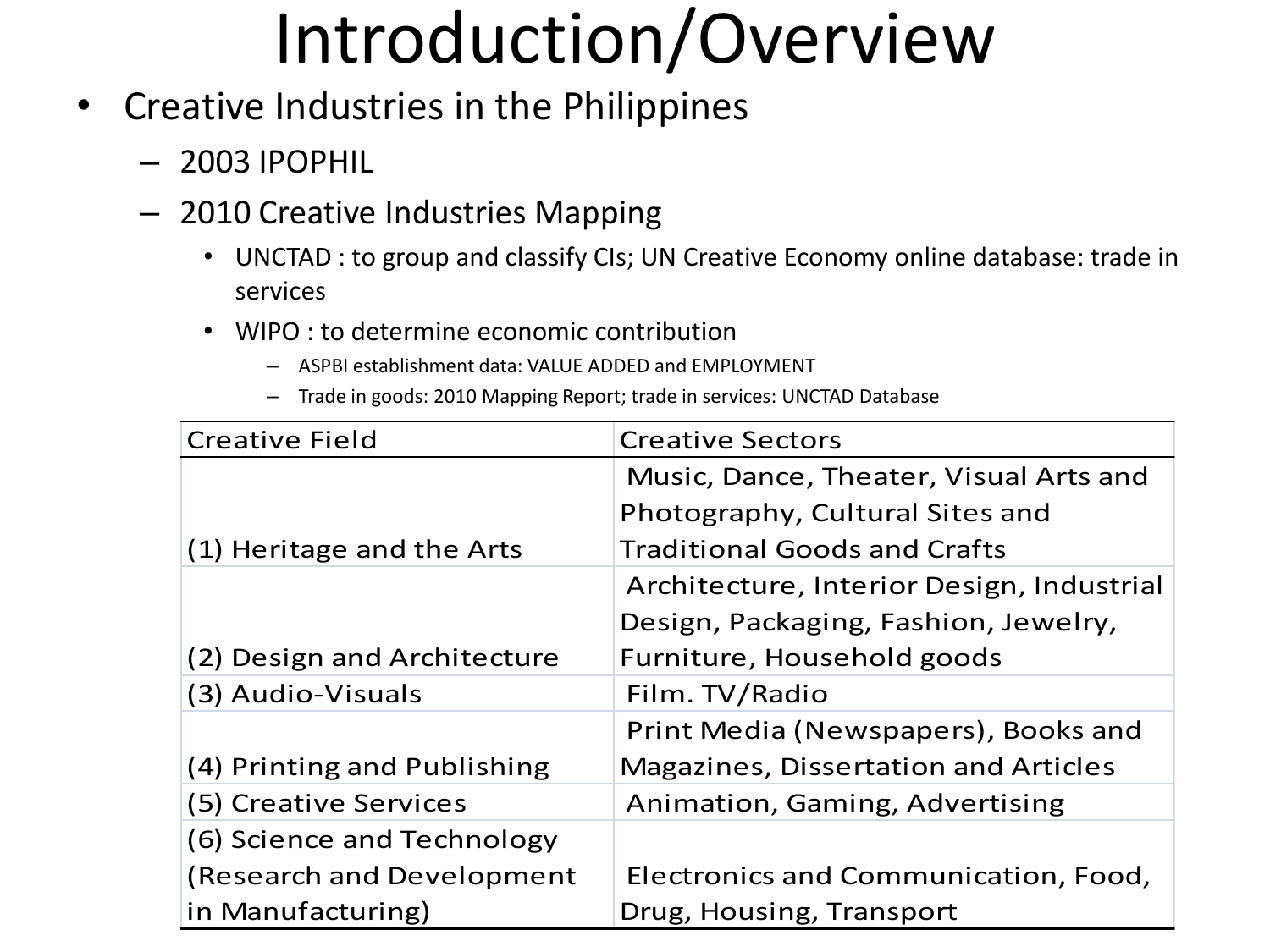# Introduction/Overview

- Creative Industries in the Philippines
  - 2003 IPOPHIL
  - 2010 Creative Industries Mapping
    - UNCTAD : to group and classify CIs; UN Creative Economy online database: trade in services
    - WIPO : to determine economic contribution
      - ASPBI establishment data: VALUE ADDED and EMPLOYMENT
      - Trade in goods: 2010 Mapping Report; trade in services: UNCTAD Database

| Creative Field | Creative Sectors |
| --- | --- |
| (1) Heritage and the Arts | Music, Dance, Theater, Visual Arts and Photography, Cultural Sites and Traditional Goods and Crafts |
| (2) Design and Architecture | Architecture, Interior Design, Industrial Design, Packaging, Fashion, Jewelry, Furniture, Household goods |
| (3) Audio-Visuals | Film. TV/Radio |
| (4) Printing and Publishing | Print Media (Newspapers), Books and Magazines, Dissertation and Articles |
| (5) Creative Services | Animation, Gaming, Advertising |
| (6) Science and Technology (Research and Development in Manufacturing) | Electronics and Communication, Food, Drug, Housing, Transport |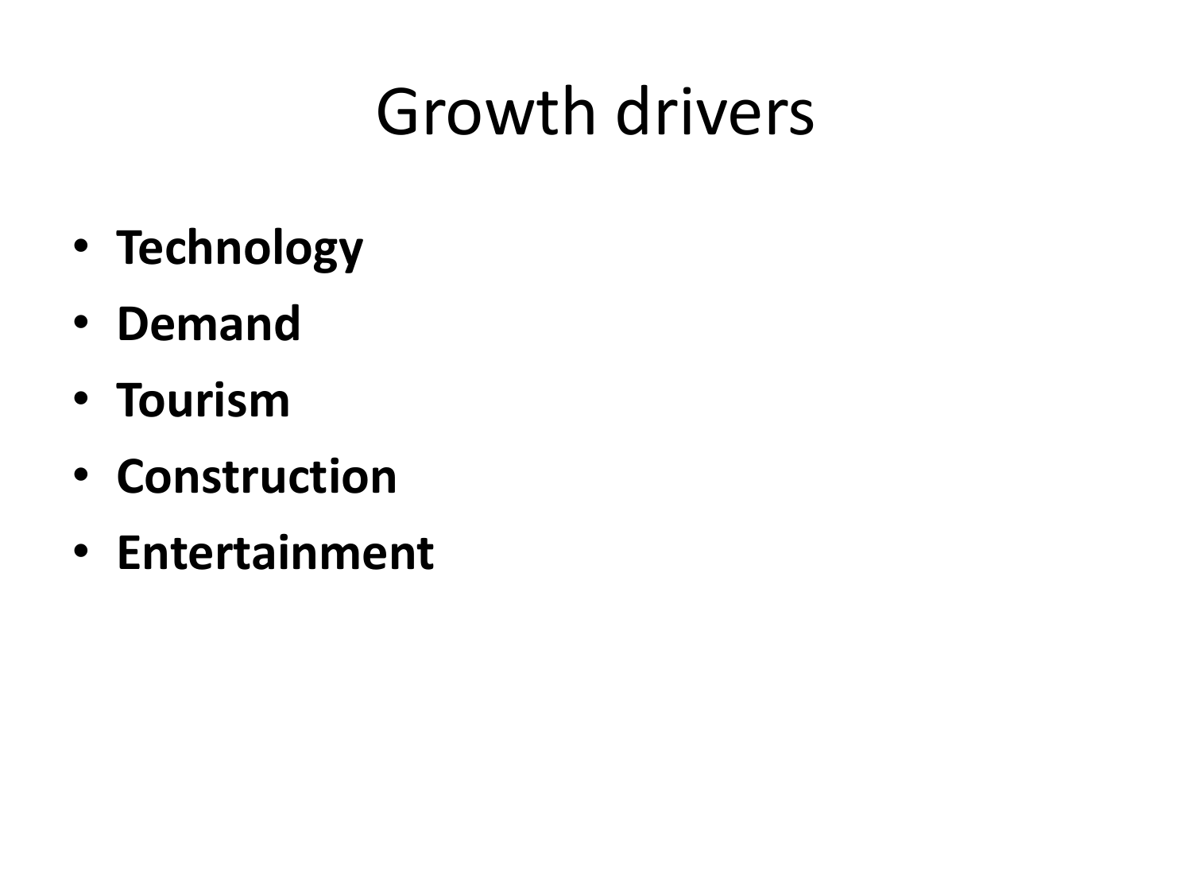# Growth drivers

- **Technology**
- **Demand**
- **Tourism**
- **Construction**
- **Entertainment**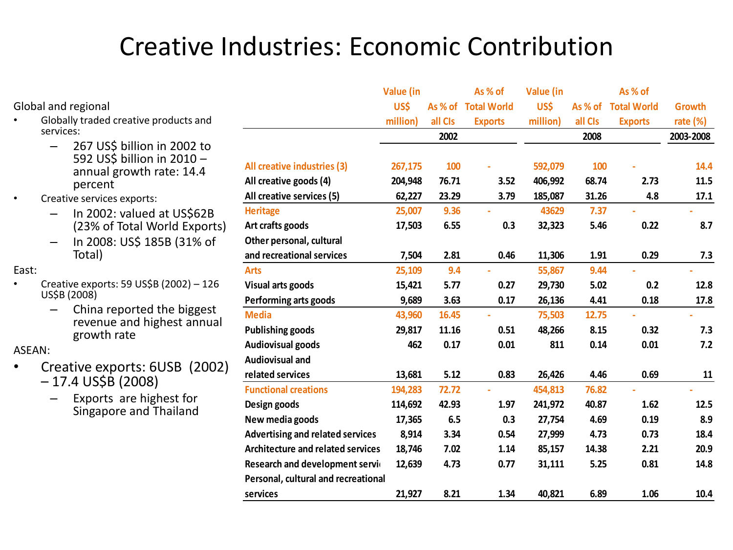# Creative Industries: Economic Contribution

Global and regional

- Globally traded creative products and services:
  - 267 US$ billion in 2002 to 592 US$ billion in 2010 – annual growth rate: 14.4 percent
- Creative services exports:
  - In 2002: valued at US$62B (23% of Total World Exports)
  - In 2008: US$ 185B (31% of Total)

East:

- Creative exports: 59 US$B (2002) – 126 US$B (2008)
  - China reported the biggest revenue and highest annual growth rate

ASEAN:

- Creative exports: 6USB (2002) – 17.4 US$B (2008)
  - Exports are highest for Singapore and Thailand

| | Value (in US$ million) | As % of all CIs | As % of Total World Exports | Value (in US$ million) | As % of all CIs | As % of Total World Exports | Growth rate (%) |
|---|---|---|---|---|---|---|---|
| | 2002 | | | 2008 | | | 2003-2008 |
| All creative industries (3) | 267,175 | 100 | - | 592,079 | 100 | - | 14.4 |
| All creative goods (4) | 204,948 | 76.71 | 3.52 | 406,992 | 68.74 | 2.73 | 11.5 |
| All creative services (5) | 62,227 | 23.29 | 3.79 | 185,087 | 31.26 | 4.8 | 17.1 |
| Heritage | 25,007 | 9.36 | - | 43629 | 7.37 | - | - |
| Art crafts goods | 17,503 | 6.55 | 0.3 | 32,323 | 5.46 | 0.22 | 8.7 |
| Other personal, cultural and recreational services | 7,504 | 2.81 | 0.46 | 11,306 | 1.91 | 0.29 | 7.3 |
| Arts | 25,109 | 9.4 | - | 55,867 | 9.44 | - | - |
| Visual arts goods | 15,421 | 5.77 | 0.27 | 29,730 | 5.02 | 0.2 | 12.8 |
| Performing arts goods | 9,689 | 3.63 | 0.17 | 26,136 | 4.41 | 0.18 | 17.8 |
| Media | 43,960 | 16.45 | - | 75,503 | 12.75 | - | - |
| Publishing goods | 29,817 | 11.16 | 0.51 | 48,266 | 8.15 | 0.32 | 7.3 |
| Audiovisual goods | 462 | 0.17 | 0.01 | 811 | 0.14 | 0.01 | 7.2 |
| Audiovisual and related services | 13,681 | 5.12 | 0.83 | 26,426 | 4.46 | 0.69 | 11 |
| Functional creations | 194,283 | 72.72 | - | 454,813 | 76.82 | - | - |
| Design goods | 114,692 | 42.93 | 1.97 | 241,972 | 40.87 | 1.62 | 12.5 |
| New media goods | 17,365 | 6.5 | 0.3 | 27,754 | 4.69 | 0.19 | 8.9 |
| Advertising and related services | 8,914 | 3.34 | 0.54 | 27,999 | 4.73 | 0.73 | 18.4 |
| Architecture and related services | 18,746 | 7.02 | 1.14 | 85,157 | 14.38 | 2.21 | 20.9 |
| Research and development servi | 12,639 | 4.73 | 0.77 | 31,111 | 5.25 | 0.81 | 14.8 |
| Personal, cultural and recreational services | 21,927 | 8.21 | 1.34 | 40,821 | 6.89 | 1.06 | 10.4 |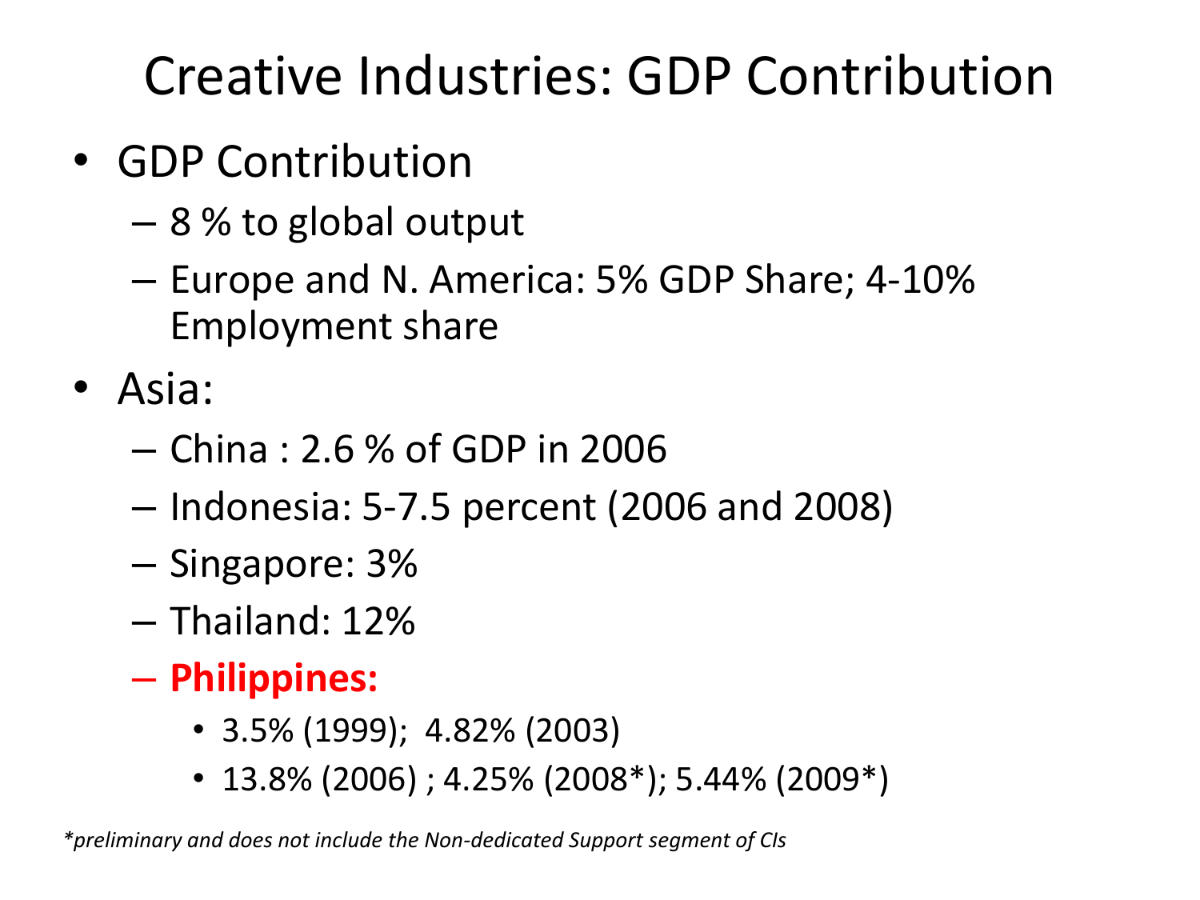# Creative Industries: GDP Contribution

- GDP Contribution
  - 8 % to global output
  - Europe and N. America: 5% GDP Share; 4-10% Employment share
- Asia:
  - China : 2.6 % of GDP in 2006
  - Indonesia: 5-7.5 percent (2006 and 2008)
  - Singapore: 3%
  - Thailand: 12%
  - **Philippines:**
    - 3.5% (1999); 4.82% (2003)
    - 13.8% (2006) ; 4.25% (2008*); 5.44% (2009*)

*\*preliminary and does not include the Non-dedicated Support segment of CIs*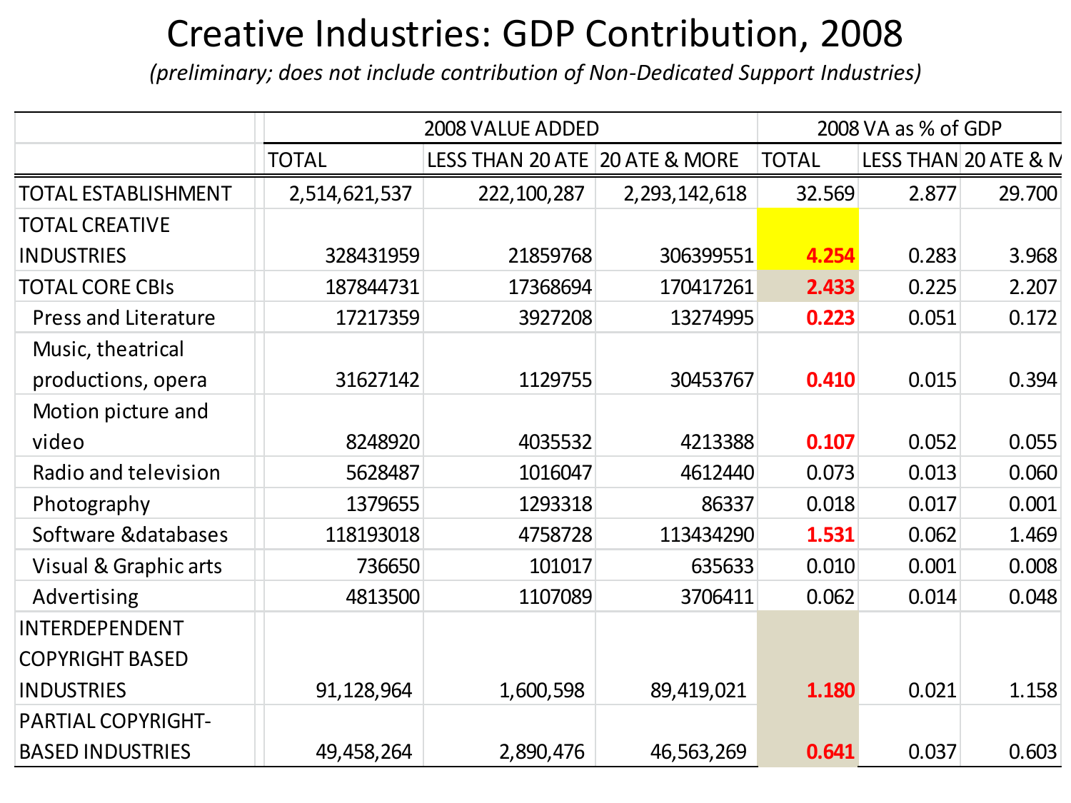# Creative Industries: GDP Contribution, 2008

*(preliminary; does not include contribution of Non-Dedicated Support Industries)*

| | 2008 VALUE ADDED | | | 2008 VA as % of GDP | | |
|---|---|---|---|---|---|---|
| | TOTAL | LESS THAN 20 ATE | 20 ATE & MORE | TOTAL | LESS THAN | 20 ATE & M |
| TOTAL ESTABLISHMENT | 2,514,621,537 | 222,100,287 | 2,293,142,618 | 32.569 | 2.877 | 29.700 |
| TOTAL CREATIVE INDUSTRIES | 328431959 | 21859768 | 306399551 | **4.254** | 0.283 | 3.968 |
| TOTAL CORE CBIs | 187844731 | 17368694 | 170417261 | **2.433** | 0.225 | 2.207 |
| Press and Literature | 17217359 | 3927208 | 13274995 | **0.223** | 0.051 | 0.172 |
| Music, theatrical productions, opera | 31627142 | 1129755 | 30453767 | **0.410** | 0.015 | 0.394 |
| Motion picture and video | 8248920 | 4035532 | 4213388 | **0.107** | 0.052 | 0.055 |
| Radio and television | 5628487 | 1016047 | 4612440 | 0.073 | 0.013 | 0.060 |
| Photography | 1379655 | 1293318 | 86337 | 0.018 | 0.017 | 0.001 |
| Software &databases | 118193018 | 4758728 | 113434290 | **1.531** | 0.062 | 1.469 |
| Visual & Graphic arts | 736650 | 101017 | 635633 | 0.010 | 0.001 | 0.008 |
| Advertising | 4813500 | 1107089 | 3706411 | 0.062 | 0.014 | 0.048 |
| INTERDEPENDENT COPYRIGHT BASED INDUSTRIES | 91,128,964 | 1,600,598 | 89,419,021 | **1.180** | 0.021 | 1.158 |
| PARTIAL COPYRIGHT-BASED INDUSTRIES | 49,458,264 | 2,890,476 | 46,563,269 | **0.641** | 0.037 | 0.603 |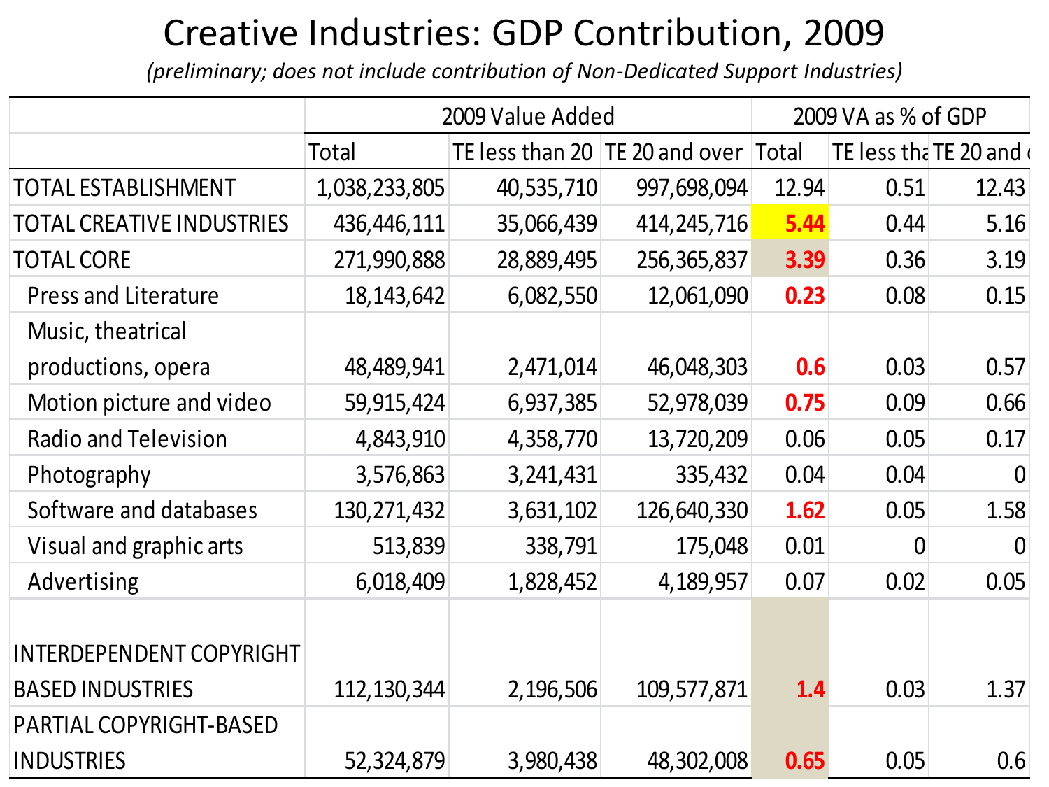# Creative Industries: GDP Contribution, 2009

*(preliminary; does not include contribution of Non-Dedicated Support Industries)*

| | 2009 Value Added | | | 2009 VA as % of GDP | | |
|---|---|---|---|---|---|---|
| | Total | TE less than 20 | TE 20 and over | Total | TE less tha | TE 20 and o |
| TOTAL ESTABLISHMENT | 1,038,233,805 | 40,535,710 | 997,698,094 | 12.94 | 0.51 | 12.43 |
| TOTAL CREATIVE INDUSTRIES | 436,446,111 | 35,066,439 | 414,245,716 | **5.44** | 0.44 | 5.16 |
| TOTAL CORE | 271,990,888 | 28,889,495 | 256,365,837 | **3.39** | 0.36 | 3.19 |
| Press and Literature | 18,143,642 | 6,082,550 | 12,061,090 | **0.23** | 0.08 | 0.15 |
| Music, theatrical productions, opera | 48,489,941 | 2,471,014 | 46,048,303 | **0.6** | 0.03 | 0.57 |
| Motion picture and video | 59,915,424 | 6,937,385 | 52,978,039 | **0.75** | 0.09 | 0.66 |
| Radio and Television | 4,843,910 | 4,358,770 | 13,720,209 | 0.06 | 0.05 | 0.17 |
| Photography | 3,576,863 | 3,241,431 | 335,432 | 0.04 | 0.04 | 0 |
| Software and databases | 130,271,432 | 3,631,102 | 126,640,330 | **1.62** | 0.05 | 1.58 |
| Visual and graphic arts | 513,839 | 338,791 | 175,048 | 0.01 | 0 | 0 |
| Advertising | 6,018,409 | 1,828,452 | 4,189,957 | 0.07 | 0.02 | 0.05 |
| INTERDEPENDENT COPYRIGHT BASED INDUSTRIES | 112,130,344 | 2,196,506 | 109,577,871 | **1.4** | 0.03 | 1.37 |
| PARTIAL COPYRIGHT-BASED INDUSTRIES | 52,324,879 | 3,980,438 | 48,302,008 | **0.65** | 0.05 | 0.6 |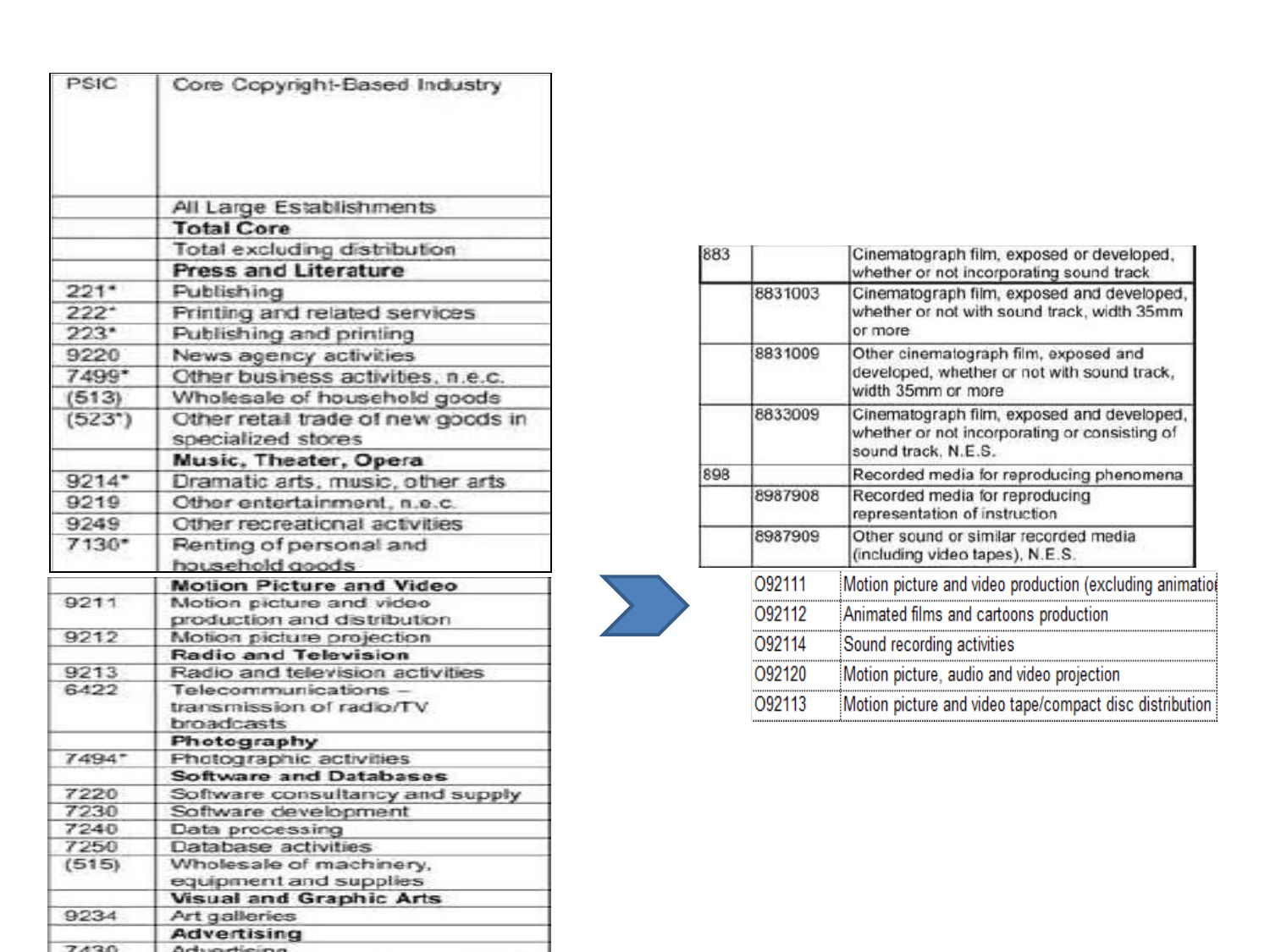| PSIC | Core Copyright-Based Industry |
|---|---|
| | All Large Establishments |
| | **Total Core** |
| | Total excluding distribution |
| | **Press and Literature** |
| 221* | Publishing |
| 222* | Printing and related services |
| 223* | Publishing and printing |
| 9220 | News agency activities |
| 7499* | Other business activities, n.e.c. |
| (513) | Wholesale of household goods |
| (523*) | Other retail trade of new goods in specialized stores |
| | **Music, Theater, Opera** |
| 9214* | Dramatic arts, music, other arts |
| 9219 | Other entertainment, n.e.c. |
| 9249 | Other recreational activities |
| 7130* | Renting of personal and household goods |
| | **Motion Picture and Video** |
| 9211 | Motion picture and video production and distribution |
| 9212 | Motion picture projection |
| | **Radio and Television** |
| 9213 | Radio and television activities |
| 6422 | Telecommunications – transmission of radio/TV broadcasts |
| | **Photography** |
| 7494* | Photographic activities |
| | **Software and Databases** |
| 7220 | Software consultancy and supply |
| 7230 | Software development |
| 7240 | Data processing |
| 7250 | Database activities |
| (515) | Wholesale of machinery, equipment and supplies |
| | **Visual and Graphic Arts** |
| 9234 | Art galleries |
| | **Advertising** |
| 7430 | Advertising |

| | | |
|---|---|---|
| 883 | | Cinematograph film, exposed or developed, whether or not incorporating sound track |
| | 8831003 | Cinematograph film, exposed and developed, whether or not with sound track, width 35mm or more |
| | 8831009 | Other cinematograph film, exposed and developed, whether or not with sound track, width 35mm or more |
| | 8833009 | Cinematograph film, exposed and developed, whether or not incorporating or consisting of sound track, N.E.S. |
| 898 | | Recorded media for reproducing phenomena |
| | 8987908 | Recorded media for reproducing representation of instruction |
| | 8987909 | Other sound or similar recorded media (including video tapes), N.E.S. |

| | |
|---|---|
| O92111 | Motion picture and video production (excluding animatio |
| O92112 | Animated films and cartoons production |
| O92114 | Sound recording activities |
| O92120 | Motion picture, audio and video projection |
| O92113 | Motion picture and video tape/compact disc distribution |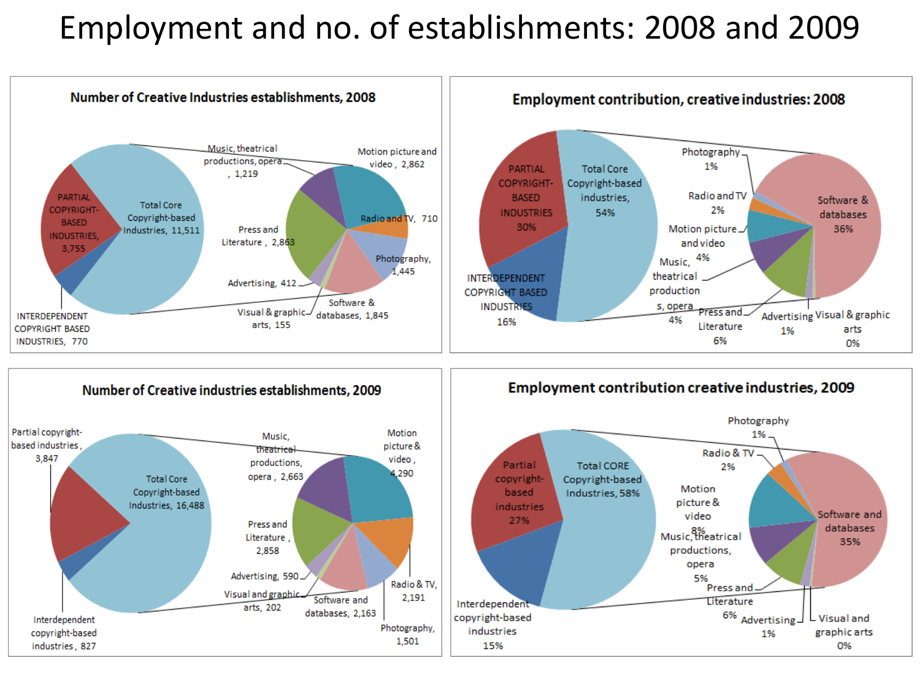# Employment and no. of establishments: 2008 and 2009

## Number of Creative Industries establishments, 2008

| Category | Number |
|---|---|
| Total Core Copyright-based Industries | 11,511 |
| PARTIAL COPYRIGHT-BASED INDUSTRIES | 3,755 |
| INTERDEPENDENT COPYRIGHT BASED INDUSTRIES | 770 |
| Music, theatrical productions, opera | 1,219 |
| Motion picture and video | 2,862 |
| Radio and TV | 710 |
| Photography | 1,445 |
| Software & databases | 1,845 |
| Visual & graphic arts | 155 |
| Advertising | 412 |
| Press and Literature | 2,863 |

## Employment contribution, creative industries: 2008

| Category | Share |
|---|---|
| Total Core Copyright-based industries | 54% |
| PARTIAL COPYRIGHT-BASED INDUSTRIES | 30% |
| INTERDEPENDENT COPYRIGHT BASED INDUSTRIES | 16% |
| Photography | 1% |
| Radio and TV | 2% |
| Motion picture and video | 4% |
| Music, theatrical productions, opera | 4% |
| Press and Literature | 6% |
| Advertising | 1% |
| Visual & graphic arts | 0% |
| Software & databases | 36% |

## Number of Creative industries establishments, 2009

| Category | Number |
|---|---|
| Total Core Copyright-based Industries | 16,488 |
| Partial copyright-based industries | 3,847 |
| Interdependent copyright-based industries | 827 |
| Music, theatrical productions, opera | 2,663 |
| Motion picture & video | 4,290 |
| Press and Literature | 2,858 |
| Advertising | 590 |
| Visual and graphic arts | 202 |
| Software and databases | 2,163 |
| Radio & TV | 2,191 |
| Photography | 1,501 |

## Employment contribution creative industries, 2009

| Category | Share |
|---|---|
| Total CORE Copyright-based Industries | 58% |
| Partial copyright-based industries | 27% |
| Interdependent copyright-based industries | 15% |
| Photography | 1% |
| Radio & TV | 2% |
| Motion picture & video | 8% |
| Music, theatrical productions, opera | 5% |
| Press and Literature | 6% |
| Advertising | 1% |
| Visual and graphic arts | 0% |
| Software and databases | 35% |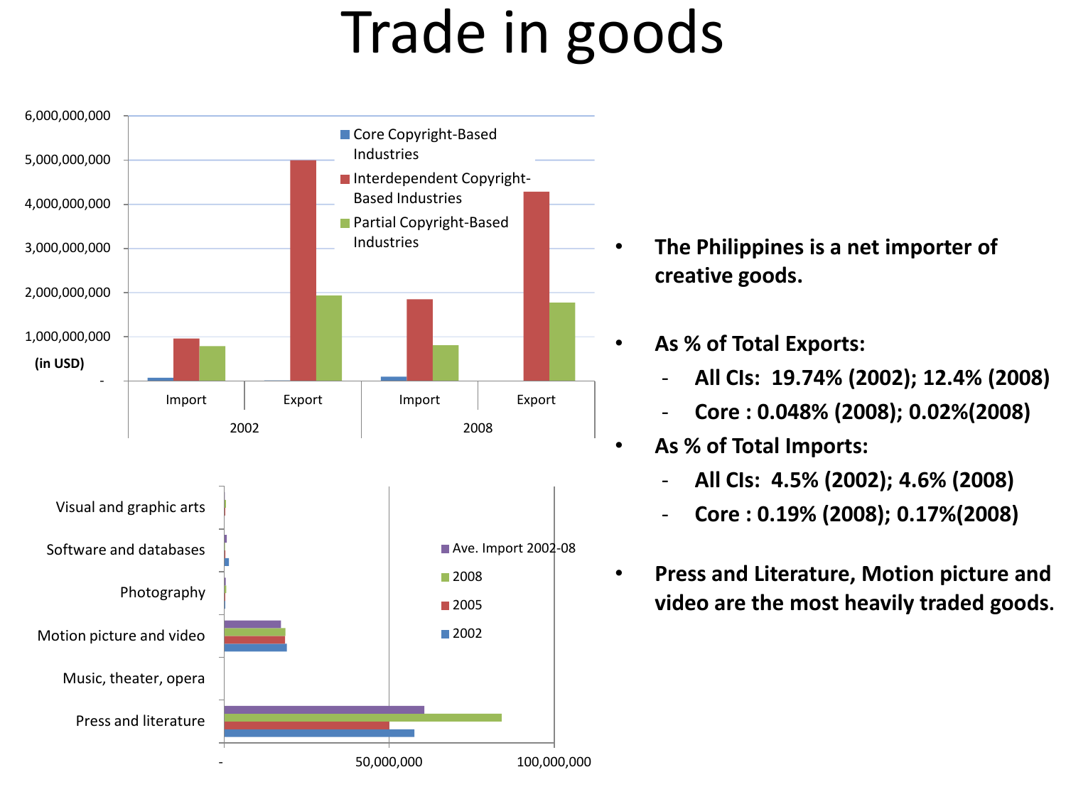# Trade in goods

- **The Philippines is a net importer of creative goods.**
- **As % of Total Exports:**
  - **All CIs: 19.74% (2002); 12.4% (2008)**
  - **Core : 0.048% (2008); 0.02%(2008)**
- **As % of Total Imports:**
  - **All CIs: 4.5% (2002); 4.6% (2008)**
  - **Core : 0.19% (2008); 0.17%(2008)**
- **Press and Literature, Motion picture and video are the most heavily traded goods.**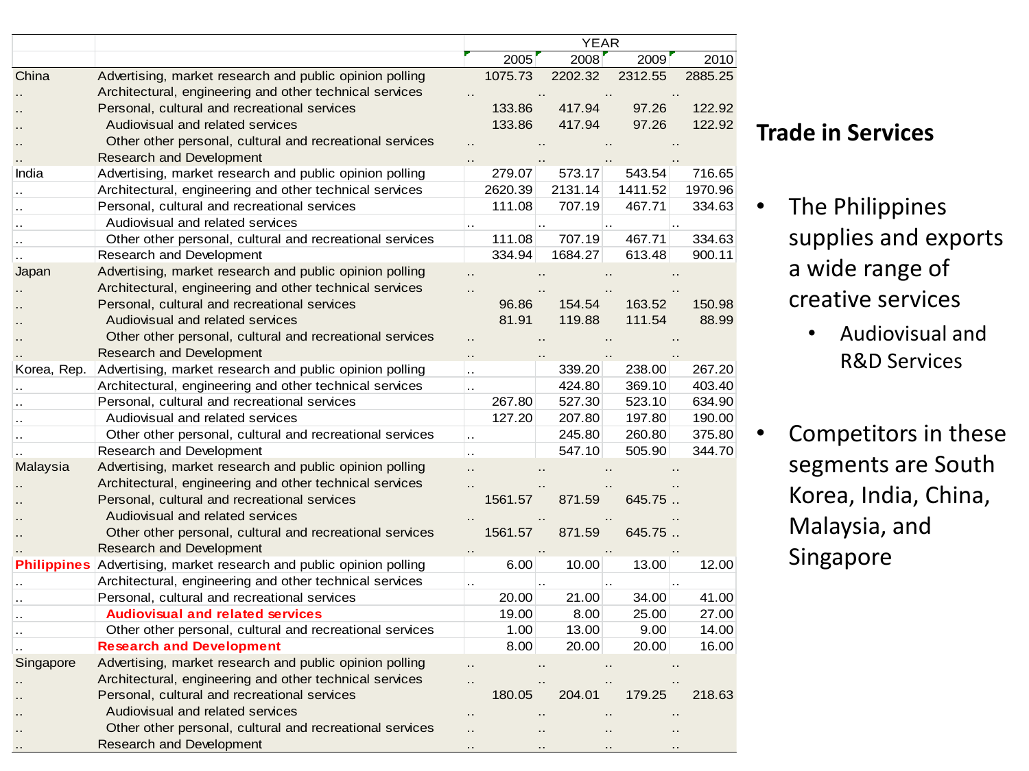| | | YEAR | | | |
|---|---|---|---|---|---|
| | | 2005 | 2008 | 2009 | 2010 |
| China | Advertising, market research and public opinion polling | 1075.73 | 2202.32 | 2312.55 | 2885.25 |
| .. | Architectural, engineering and other technical services | .. | .. | .. | .. |
| .. | Personal, cultural and recreational services | 133.86 | 417.94 | 97.26 | 122.92 |
| .. | Audiovisual and related services | 133.86 | 417.94 | 97.26 | 122.92 |
| .. | Other other personal, cultural and recreational services | .. | .. | .. | .. |
| .. | Research and Development | .. | .. | .. | .. |
| India | Advertising, market research and public opinion polling | 279.07 | 573.17 | 543.54 | 716.65 |
| .. | Architectural, engineering and other technical services | 2620.39 | 2131.14 | 1411.52 | 1970.96 |
| .. | Personal, cultural and recreational services | 111.08 | 707.19 | 467.71 | 334.63 |
| .. | Audiovisual and related services | .. | .. | .. | .. |
| .. | Other other personal, cultural and recreational services | 111.08 | 707.19 | 467.71 | 334.63 |
| .. | Research and Development | 334.94 | 1684.27 | 613.48 | 900.11 |
| Japan | Advertising, market research and public opinion polling | .. | .. | .. | .. |
| .. | Architectural, engineering and other technical services | .. | .. | .. | .. |
| .. | Personal, cultural and recreational services | 96.86 | 154.54 | 163.52 | 150.98 |
| .. | Audiovisual and related services | 81.91 | 119.88 | 111.54 | 88.99 |
| .. | Other other personal, cultural and recreational services | .. | .. | .. | .. |
| .. | Research and Development | .. | .. | .. | .. |
| Korea, Rep. | Advertising, market research and public opinion polling | .. | 339.20 | 238.00 | 267.20 |
| .. | Architectural, engineering and other technical services | .. | 424.80 | 369.10 | 403.40 |
| .. | Personal, cultural and recreational services | 267.80 | 527.30 | 523.10 | 634.90 |
| .. | Audiovisual and related services | 127.20 | 207.80 | 197.80 | 190.00 |
| .. | Other other personal, cultural and recreational services | .. | 245.80 | 260.80 | 375.80 |
| .. | Research and Development | .. | 547.10 | 505.90 | 344.70 |
| Malaysia | Advertising, market research and public opinion polling | .. | .. | .. | .. |
| .. | Architectural, engineering and other technical services | .. | .. | .. | .. |
| .. | Personal, cultural and recreational services | 1561.57 | 871.59 | 645.75 | .. |
| .. | Audiovisual and related services | .. | .. | .. | .. |
| .. | Other other personal, cultural and recreational services | 1561.57 | 871.59 | 645.75 | .. |
| .. | Research and Development | .. | .. | .. | .. |
| **Philippines** | Advertising, market research and public opinion polling | 6.00 | 10.00 | 13.00 | 12.00 |
| .. | Architectural, engineering and other technical services | .. | .. | .. | .. |
| .. | Personal, cultural and recreational services | 20.00 | 21.00 | 34.00 | 41.00 |
| .. | **Audiovisual and related services** | 19.00 | 8.00 | 25.00 | 27.00 |
| .. | Other other personal, cultural and recreational services | 1.00 | 13.00 | 9.00 | 14.00 |
| .. | **Research and Development** | 8.00 | 20.00 | 20.00 | 16.00 |
| Singapore | Advertising, market research and public opinion polling | .. | .. | .. | .. |
| .. | Architectural, engineering and other technical services | .. | .. | .. | .. |
| .. | Personal, cultural and recreational services | 180.05 | 204.01 | 179.25 | 218.63 |
| .. | Audiovisual and related services | .. | .. | .. | .. |
| .. | Other other personal, cultural and recreational services | .. | .. | .. | .. |
| .. | Research and Development | .. | .. | .. | .. |

## Trade in Services

- The Philippines supplies and exports a wide range of creative services
  - Audiovisual and R&D Services
- Competitors in these segments are South Korea, India, China, Malaysia, and Singapore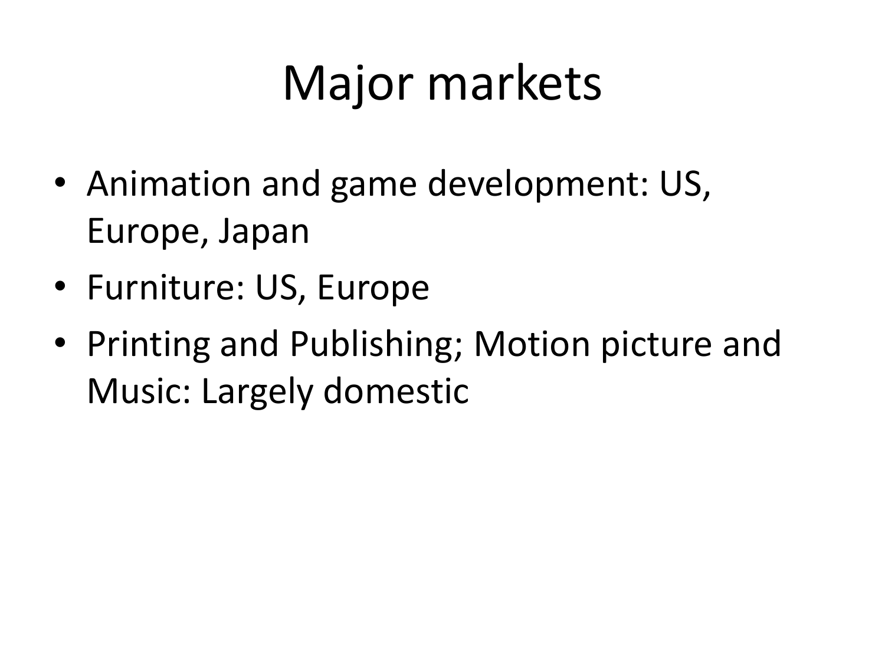# Major markets

- Animation and game development: US, Europe, Japan
- Furniture: US, Europe
- Printing and Publishing; Motion picture and Music: Largely domestic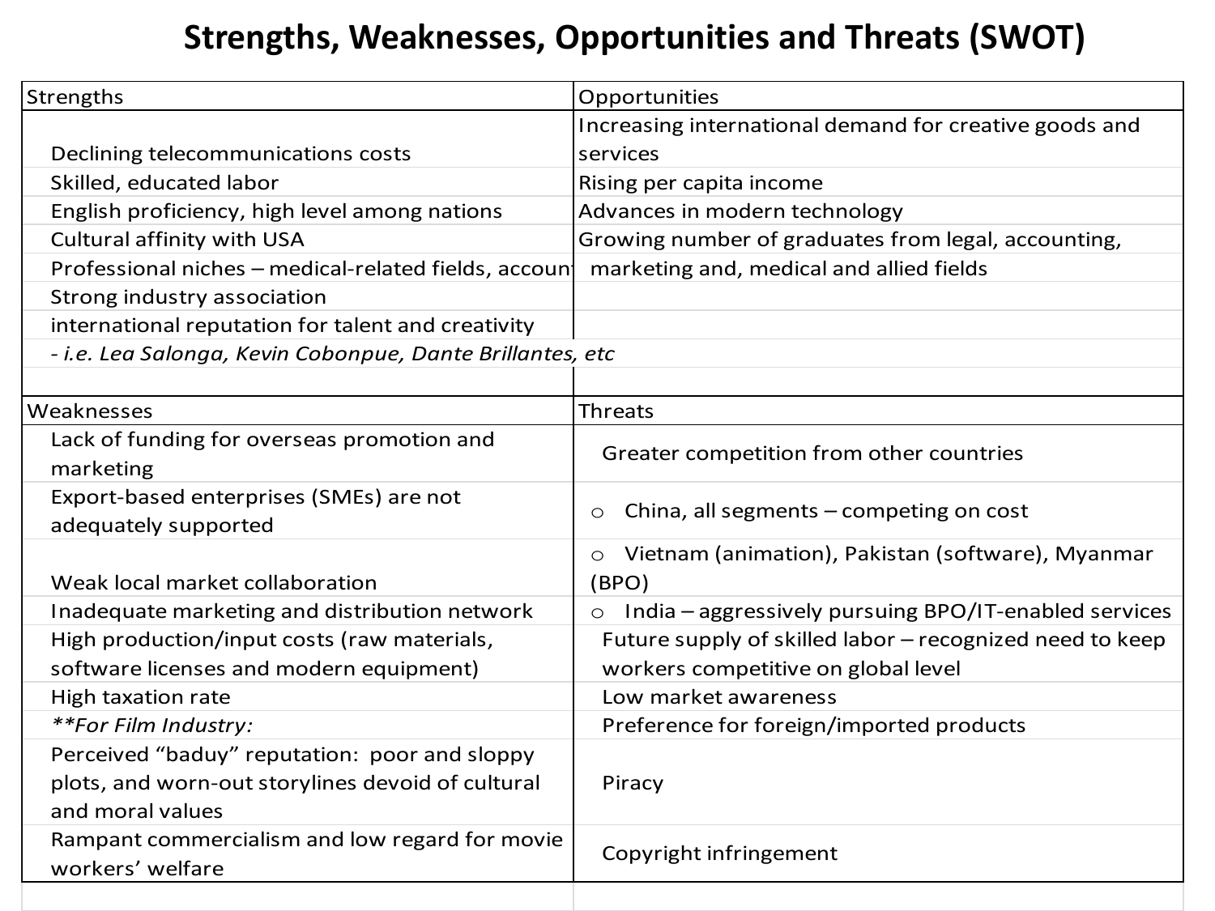# Strengths, Weaknesses, Opportunities and Threats (SWOT)

| Strengths | Opportunities |
|---|---|
| Declining telecommunications costs | Increasing international demand for creative goods and services |
| Skilled, educated labor | Rising per capita income |
| English proficiency, high level among nations | Advances in modern technology |
| Cultural affinity with USA | Growing number of graduates from legal, accounting, |
| Professional niches – medical-related fields, accoun | marketing and, medical and allied fields |
| Strong industry association | |
| international reputation for talent and creativity | |
| *- i.e. Lea Salonga, Kevin Cobonpue, Dante Brillantes, etc* | |

| Weaknesses | Threats |
|---|---|
| Lack of funding for overseas promotion and marketing | Greater competition from other countries |
| Export-based enterprises (SMEs) are not adequately supported | ○ China, all segments – competing on cost |
| Weak local market collaboration | ○ Vietnam (animation), Pakistan (software), Myanmar (BPO) |
| Inadequate marketing and distribution network | ○ India – aggressively pursuing BPO/IT-enabled services |
| High production/input costs (raw materials, software licenses and modern equipment) | Future supply of skilled labor – recognized need to keep workers competitive on global level |
| High taxation rate | Low market awareness |
| ***For Film Industry:* | Preference for foreign/imported products |
| Perceived "baduy" reputation: poor and sloppy plots, and worn-out storylines devoid of cultural and moral values | Piracy |
| Rampant commercialism and low regard for movie workers' welfare | Copyright infringement |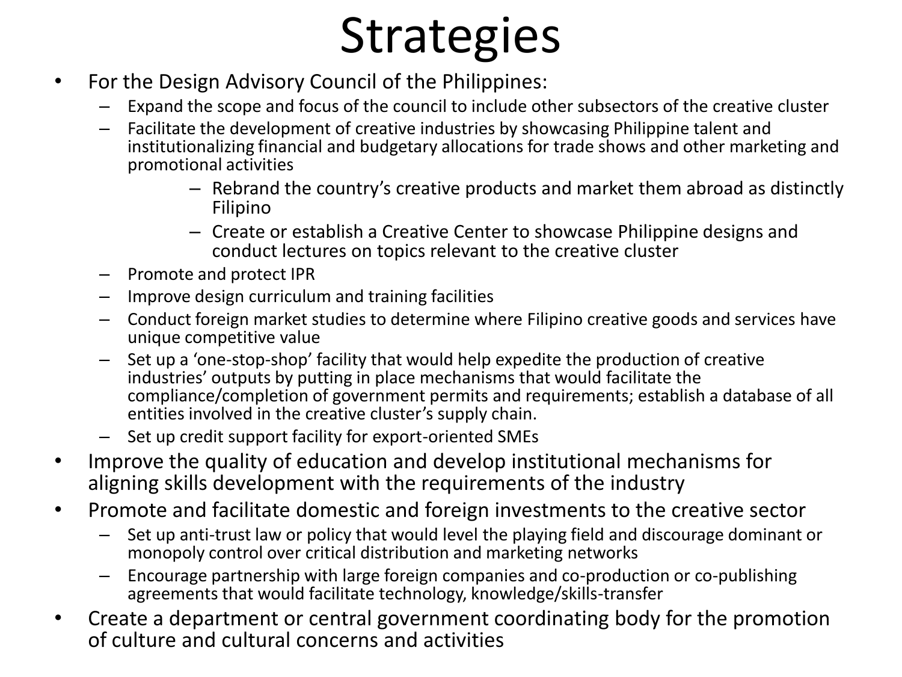# Strategies

- For the Design Advisory Council of the Philippines:
  - Expand the scope and focus of the council to include other subsectors of the creative cluster
  - Facilitate the development of creative industries by showcasing Philippine talent and institutionalizing financial and budgetary allocations for trade shows and other marketing and promotional activities
    - Rebrand the country's creative products and market them abroad as distinctly Filipino
    - Create or establish a Creative Center to showcase Philippine designs and conduct lectures on topics relevant to the creative cluster
  - Promote and protect IPR
  - Improve design curriculum and training facilities
  - Conduct foreign market studies to determine where Filipino creative goods and services have unique competitive value
  - Set up a 'one-stop-shop' facility that would help expedite the production of creative industries' outputs by putting in place mechanisms that would facilitate the compliance/completion of government permits and requirements; establish a database of all entities involved in the creative cluster's supply chain.
  - Set up credit support facility for export-oriented SMEs
- Improve the quality of education and develop institutional mechanisms for aligning skills development with the requirements of the industry
- Promote and facilitate domestic and foreign investments to the creative sector
  - Set up anti-trust law or policy that would level the playing field and discourage dominant or monopoly control over critical distribution and marketing networks
  - Encourage partnership with large foreign companies and co-production or co-publishing agreements that would facilitate technology, knowledge/skills-transfer
- Create a department or central government coordinating body for the promotion of culture and cultural concerns and activities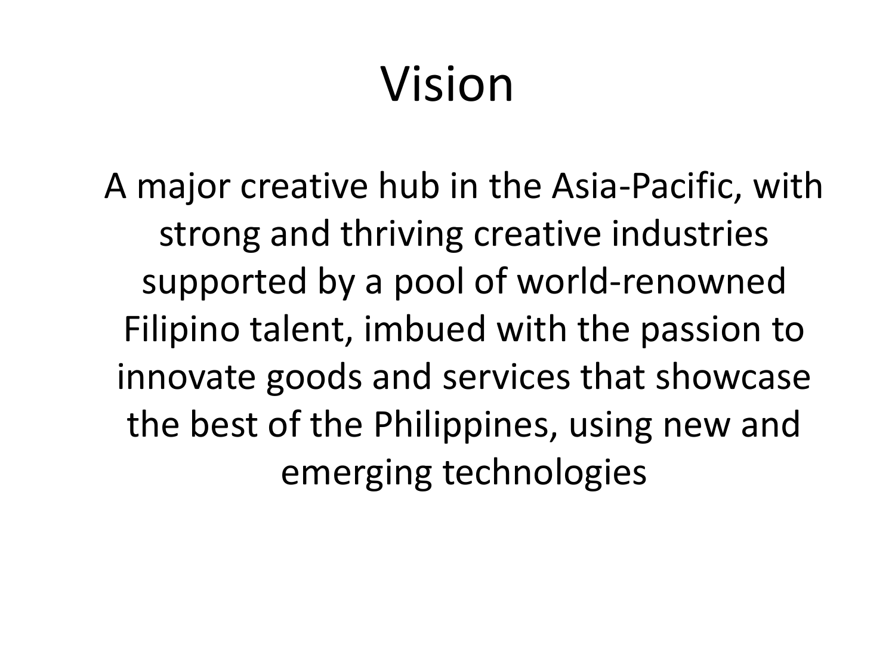# Vision

A major creative hub in the Asia-Pacific, with strong and thriving creative industries supported by a pool of world-renowned Filipino talent, imbued with the passion to innovate goods and services that showcase the best of the Philippines, using new and emerging technologies